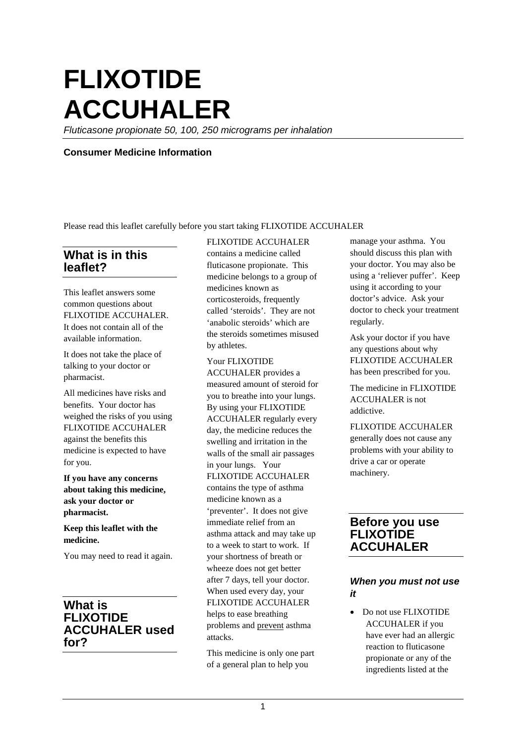# FLIXOTIDE ACCUHALER

*Fluticasone propionate 50, 100, 250 micrograms per inhalation*

**Consumer Medicine Information**

Please read this leaflet carefully before you start taking FLIXOTIDE ACCUHALER

## What is in this leaflet?

This leaflet answers some common questions about FLIXOTIDE ACCUHALER. It does not contain all of the available information.

It does not take the place of talking to your doctor or pharmacist.

All medicines have risks and benefits. Your doctor has weighed the risks of you using FLIXOTIDE ACCUHALER against the benefits this medicine is expected to have for you.

**If you have any concerns about taking this medicine, ask your doctor or pharmacist.**

**Keep this leaflet with the medicine.**

You may need to read it again.

## What is FLIXOTIDE ACCUHALER used for?

FLIXOTIDE ACCUHALER contains a medicine called fluticasone propionate. This medicine belongs to a group of medicines known as corticosteroids, frequently called 'steroids'. They are not 'anabolic steroids' which are the steroids sometimes misused by athletes.

Your FLIXOTIDE ACCUHALER provides a measured amount of steroid for you to breathe into your lungs. By using your FLIXOTIDE ACCUHALER regularly every day, the medicine reduces the swelling and irritation in the walls of the small air passages in your lungs. Your FLIXOTIDE ACCUHALER contains the type of asthma medicine known as a 'preventer'. It does not give immediate relief from an asthma attack and may take up to a week to start to work. If your shortness of breath or wheeze does not get better after 7 days, tell your doctor. When used every day, your FLIXOTIDE ACCUHALER helps to ease breathing problems and prevent asthma attacks.

This medicine is only one part of a general plan to help you manage your asthma. You should discuss this plan with your doctor. You may also be using a 'reliever puffer'. Keep using it according to your doctor's advice. Ask your doctor to check your treatment regularly.

Ask your doctor if you have any questions about why FLIXOTIDE ACCUHALER has been prescribed for you.

The medicine in FLIXOTIDE ACCUHALER is not addictive.

FLIXOTIDE ACCUHALER generally does not cause any problems with your ability to drive a car or operate machinery.

## Before you use FLIXOTIDE ACCUHALER

### *When you must not use it*

- Do not use FLIXOTIDE ACCUHALER if you have ever had an allergic reaction to fluticasone propionate or any of the ingredients listed at the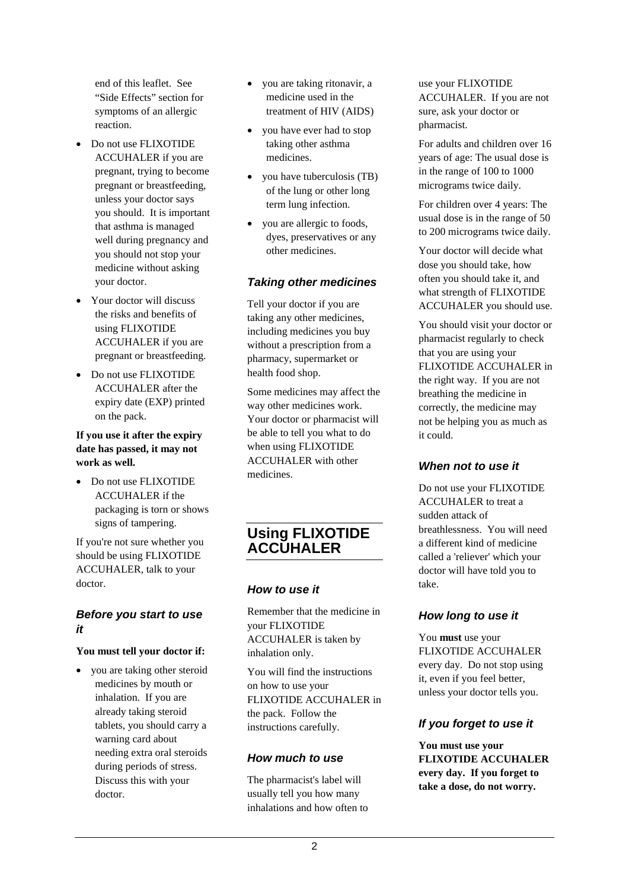end of this leaflet. See "Side Effects" section for symptoms of an allergic reaction.

- Do not use FLIXOTIDE ACCUHALER if you are pregnant, trying to become pregnant or breastfeeding, unless your doctor says you should. It is important that asthma is managed well during pregnancy and you should not stop your medicine without asking your doctor.
- Your doctor will discuss the risks and benefits of using FLIXOTIDE ACCUHALER if you are pregnant or breastfeeding.
- Do not use FLIXOTIDE ACCUHALER after the expiry date (EXP) printed on the pack.

**If you use it after the expiry date has passed, it may not work as well.**

- Do not use FLIXOTIDE ACCUHALER if the packaging is torn or shows signs of tampering.

If you're not sure whether you should be using FLIXOTIDE ACCUHALER, talk to your doctor.

### *Before you start to use it*

**You must tell your doctor if:**

- you are taking other steroid medicines by mouth or inhalation. If you are already taking steroid tablets, you should carry a warning card about needing extra oral steroids during periods of stress. Discuss this with your doctor.
- you are taking ritonavir, a medicine used in the treatment of HIV (AIDS)
- you have ever had to stop taking other asthma medicines.
- you have tuberculosis (TB) of the lung or other long term lung infection.
- you are allergic to foods, dyes, preservatives or any other medicines.

### *Taking other medicines*

Tell your doctor if you are taking any other medicines, including medicines you buy without a prescription from a pharmacy, supermarket or health food shop.

Some medicines may affect the way other medicines work. Your doctor or pharmacist will be able to tell you what to do when using FLIXOTIDE ACCUHALER with other medicines.

## Using FLIXOTIDE ACCUHALER

### *How to use it*

Remember that the medicine in your FLIXOTIDE ACCUHALER is taken by inhalation only.

You will find the instructions on how to use your FLIXOTIDE ACCUHALER in the pack. Follow the instructions carefully.

### *How much to use*

The pharmacist's label will usually tell you how many inhalations and how often to use your FLIXOTIDE ACCUHALER. If you are not sure, ask your doctor or pharmacist.

For adults and children over 16 years of age: The usual dose is in the range of 100 to 1000 micrograms twice daily.

For children over 4 years: The usual dose is in the range of 50 to 200 micrograms twice daily.

Your doctor will decide what dose you should take, how often you should take it, and what strength of FLIXOTIDE ACCUHALER you should use.

You should visit your doctor or pharmacist regularly to check that you are using your FLIXOTIDE ACCUHALER in the right way. If you are not breathing the medicine in correctly, the medicine may not be helping you as much as it could.

### *When not to use it*

Do not use your FLIXOTIDE ACCUHALER to treat a sudden attack of breathlessness. You will need a different kind of medicine called a 'reliever' which your doctor will have told you to take.

### *How long to use it*

You **must** use your FLIXOTIDE ACCUHALER every day. Do not stop using it, even if you feel better, unless your doctor tells you.

### *If you forget to use it*

**You must use your FLIXOTIDE ACCUHALER every day. If you forget to take a dose, do not worry.**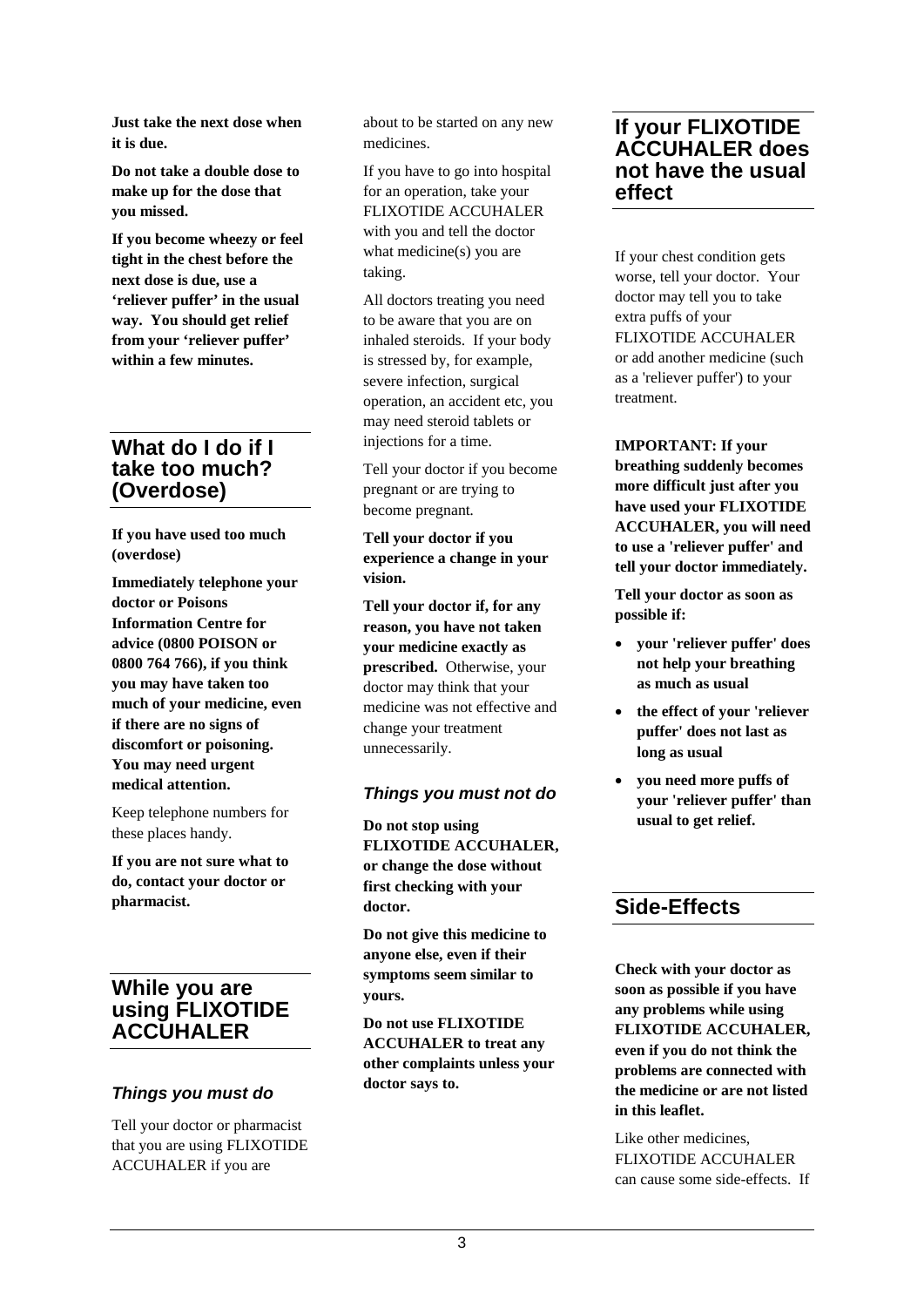**Just take the next dose when it is due.**

**Do not take a double dose to make up for the dose that you missed.**

**If you become wheezy or feel tight in the chest before the next dose is due, use a 'reliever puffer' in the usual way. You should get relief from your 'reliever puffer' within a few minutes.**

## What do I do if I take too much? (Overdose)

**If you have used too much (overdose)**

**Immediately telephone your doctor or Poisons Information Centre for advice (0800 POISON or 0800 764 766), if you think you may have taken too much of your medicine, even if there are no signs of discomfort or poisoning. You may need urgent medical attention.**

Keep telephone numbers for these places handy.

**If you are not sure what to do, contact your doctor or pharmacist.**

## While you are using FLIXOTIDE ACCUHALER

### *Things you must do*

Tell your doctor or pharmacist that you are using FLIXOTIDE ACCUHALER if you are about to be started on any new medicines.

If you have to go into hospital for an operation, take your FLIXOTIDE ACCUHALER with you and tell the doctor what medicine(s) you are taking.

All doctors treating you need to be aware that you are on inhaled steroids. If your body is stressed by, for example, severe infection, surgical operation, an accident etc, you may need steroid tablets or injections for a time.

Tell your doctor if you become pregnant or are trying to become pregnant.

**Tell your doctor if you experience a change in your vision.**

**Tell your doctor if, for any reason, you have not taken your medicine exactly as prescribed.** Otherwise, your doctor may think that your medicine was not effective and change your treatment unnecessarily.

### *Things you must not do*

**Do not stop using FLIXOTIDE ACCUHALER, or change the dose without first checking with your doctor.**

**Do not give this medicine to anyone else, even if their symptoms seem similar to yours.**

**Do not use FLIXOTIDE ACCUHALER to treat any other complaints unless your doctor says to.**

## If your FLIXOTIDE ACCUHALER does not have the usual effect

If your chest condition gets worse, tell your doctor. Your doctor may tell you to take extra puffs of your FLIXOTIDE ACCUHALER or add another medicine (such as a 'reliever puffer') to your treatment.

**IMPORTANT: If your breathing suddenly becomes more difficult just after you have used your FLIXOTIDE ACCUHALER, you will need to use a 'reliever puffer' and tell your doctor immediately.**

**Tell your doctor as soon as possible if:**

- **your 'reliever puffer' does not help your breathing as much as usual**
- **the effect of your 'reliever puffer' does not last as long as usual**
- **you need more puffs of your 'reliever puffer' than usual to get relief.**

## Side-Effects

**Check with your doctor as soon as possible if you have any problems while using FLIXOTIDE ACCUHALER, even if you do not think the problems are connected with the medicine or are not listed in this leaflet.**

Like other medicines, FLIXOTIDE ACCUHALER can cause some side-effects. If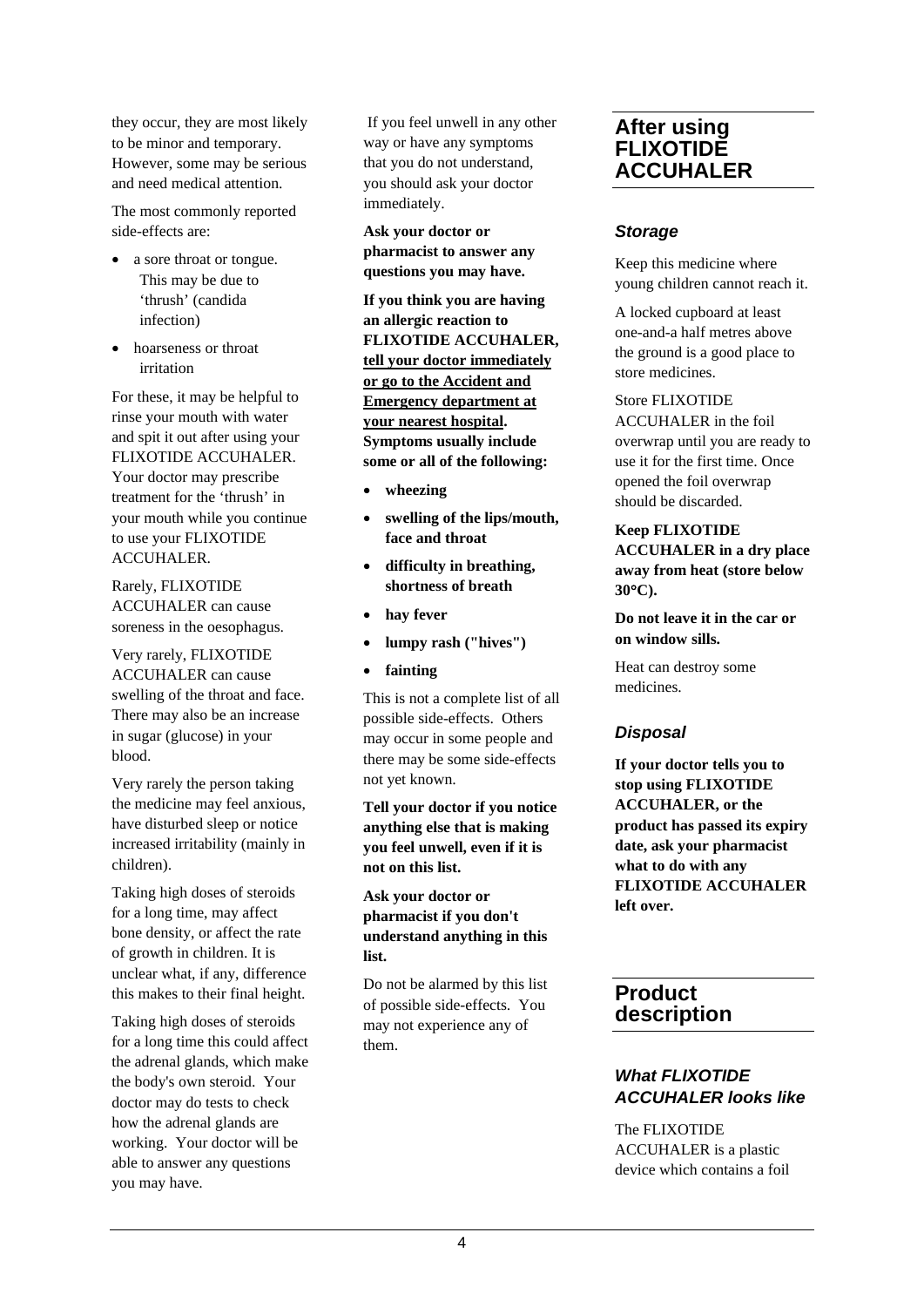they occur, they are most likely to be minor and temporary. However, some may be serious and need medical attention.

The most commonly reported side-effects are:

- a sore throat or tongue. This may be due to 'thrush' (candida infection)
- hoarseness or throat irritation

For these, it may be helpful to rinse your mouth with water and spit it out after using your FLIXOTIDE ACCUHALER. Your doctor may prescribe treatment for the 'thrush' in your mouth while you continue to use your FLIXOTIDE ACCUHALER.

Rarely, FLIXOTIDE ACCUHALER can cause soreness in the oesophagus.

Very rarely, FLIXOTIDE ACCUHALER can cause swelling of the throat and face. There may also be an increase in sugar (glucose) in your blood.

Very rarely the person taking the medicine may feel anxious, have disturbed sleep or notice increased irritability (mainly in children).

Taking high doses of steroids for a long time, may affect bone density, or affect the rate of growth in children. It is unclear what, if any, difference this makes to their final height.

Taking high doses of steroids for a long time this could affect the adrenal glands, which make the body's own steroid. Your doctor may do tests to check how the adrenal glands are working. Your doctor will be able to answer any questions you may have.

If you feel unwell in any other way or have any symptoms that you do not understand, you should ask your doctor immediately.

**Ask your doctor or pharmacist to answer any questions you may have.**

**If you think you are having an allergic reaction to FLIXOTIDE ACCUHALER, <u>tell your doctor immediately or go to the Accident and Emergency department at your nearest hospital</u>. Symptoms usually include some or all of the following:**

- **wheezing**
- **swelling of the lips/mouth, face and throat**
- **difficulty in breathing, shortness of breath**
- **hay fever**
- **lumpy rash ("hives")**
- **fainting**

This is not a complete list of all possible side-effects. Others may occur in some people and there may be some side-effects not yet known.

**Tell your doctor if you notice anything else that is making you feel unwell, even if it is not on this list.**

**Ask your doctor or pharmacist if you don't understand anything in this list.**

Do not be alarmed by this list of possible side-effects. You may not experience any of them.

## After using FLIXOTIDE ACCUHALER

### *Storage*

Keep this medicine where young children cannot reach it.

A locked cupboard at least one-and-a half metres above the ground is a good place to store medicines.

Store FLIXOTIDE ACCUHALER in the foil overwrap until you are ready to use it for the first time. Once opened the foil overwrap should be discarded.

**Keep FLIXOTIDE ACCUHALER in a dry place away from heat (store below 30°C).**

**Do not leave it in the car or on window sills.**

Heat can destroy some medicines.

### *Disposal*

**If your doctor tells you to stop using FLIXOTIDE ACCUHALER, or the product has passed its expiry date, ask your pharmacist what to do with any FLIXOTIDE ACCUHALER left over.**

## Product description

### *What FLIXOTIDE ACCUHALER looks like*

The FLIXOTIDE ACCUHALER is a plastic device which contains a foil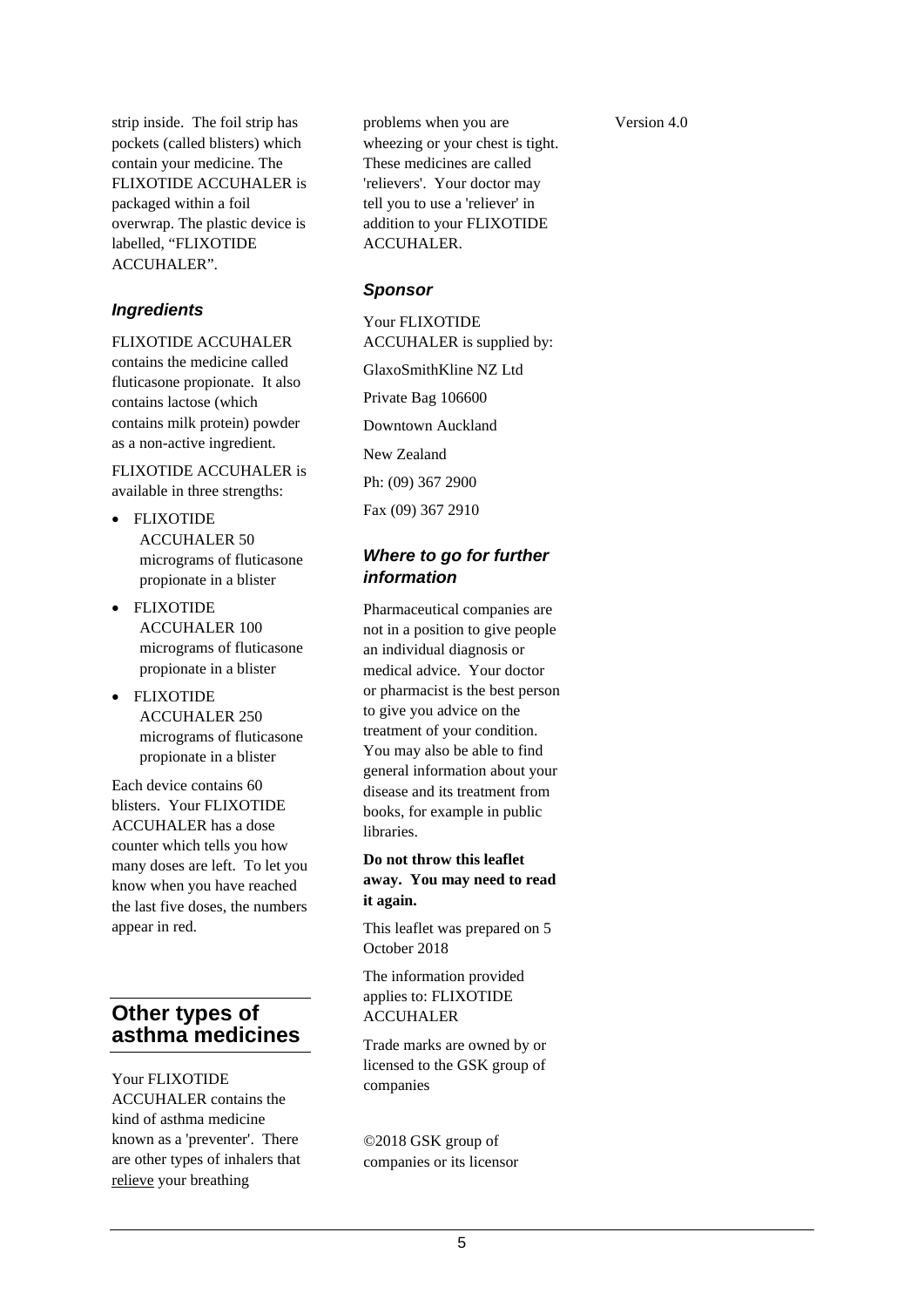strip inside. The foil strip has pockets (called blisters) which contain your medicine. The FLIXOTIDE ACCUHALER is packaged within a foil overwrap. The plastic device is labelled, “FLIXOTIDE ACCUHALER”.

### *Ingredients*

FLIXOTIDE ACCUHALER contains the medicine called fluticasone propionate. It also contains lactose (which contains milk protein) powder as a non-active ingredient.

FLIXOTIDE ACCUHALER is available in three strengths:

- FLIXOTIDE ACCUHALER 50 micrograms of fluticasone propionate in a blister
- FLIXOTIDE ACCUHALER 100 micrograms of fluticasone propionate in a blister
- FLIXOTIDE ACCUHALER 250 micrograms of fluticasone propionate in a blister

Each device contains 60 blisters. Your FLIXOTIDE ACCUHALER has a dose counter which tells you how many doses are left. To let you know when you have reached the last five doses, the numbers appear in red.

## Other types of asthma medicines

Your FLIXOTIDE ACCUHALER contains the kind of asthma medicine known as a 'preventer'. There are other types of inhalers that relieve your breathing problems when you are wheezing or your chest is tight. These medicines are called 'relievers'. Your doctor may tell you to use a 'reliever' in addition to your FLIXOTIDE ACCUHALER.

### *Sponsor*

Your FLIXOTIDE ACCUHALER is supplied by:

GlaxoSmithKline NZ Ltd

Private Bag 106600

Downtown Auckland

New Zealand

Ph: (09) 367 2900

Fax (09) 367 2910

### *Where to go for further information*

Pharmaceutical companies are not in a position to give people an individual diagnosis or medical advice. Your doctor or pharmacist is the best person to give you advice on the treatment of your condition. You may also be able to find general information about your disease and its treatment from books, for example in public libraries.

**Do not throw this leaflet away. You may need to read it again.**

This leaflet was prepared on 5 October 2018

The information provided applies to: FLIXOTIDE ACCUHALER

Trade marks are owned by or licensed to the GSK group of companies

©2018 GSK group of companies or its licensor

Version 4.0